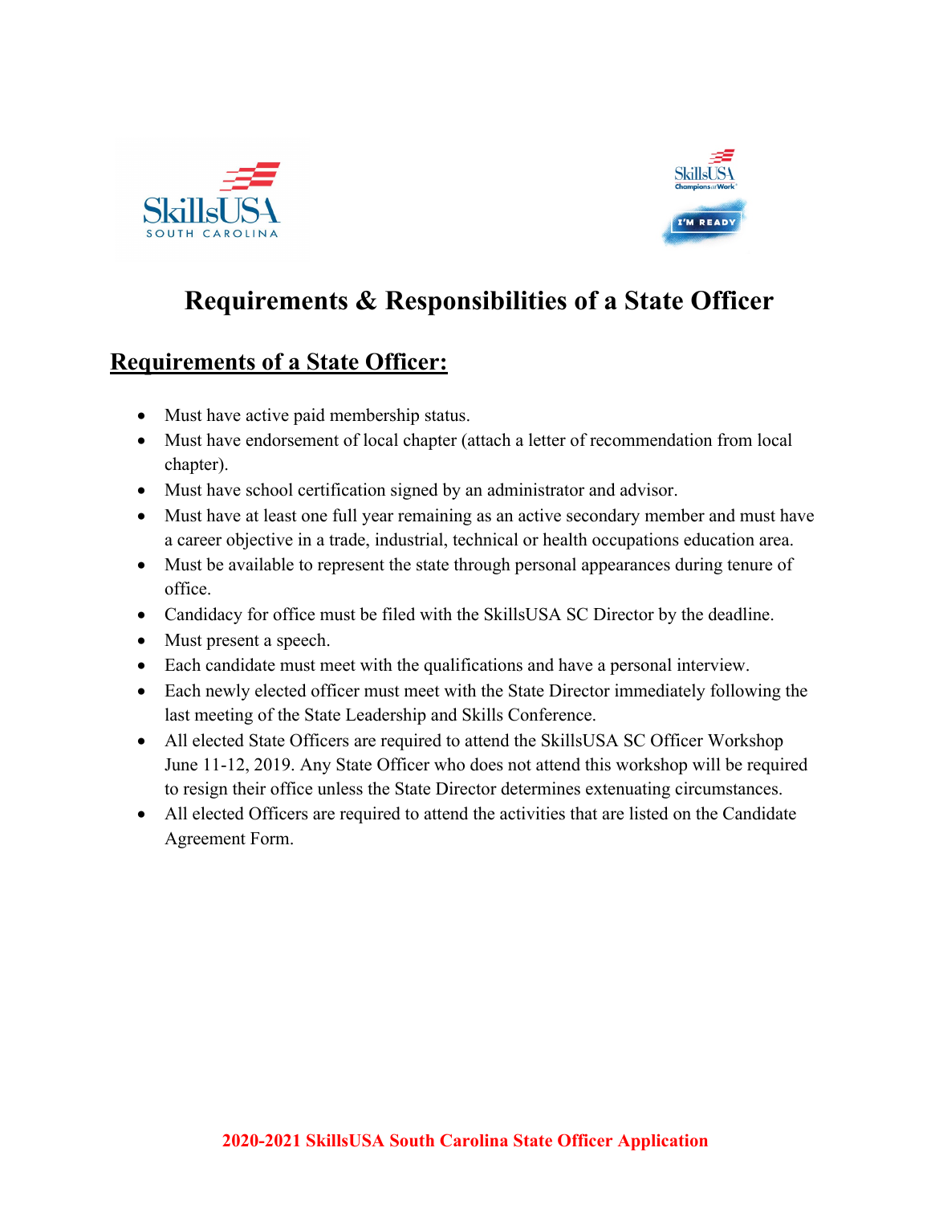# Requirements & Responsibilities of a State Officer

## Requirements of a State Officer:

- Must have active paid membership status.
- Must have endorsement of local chapter (attach a letter of recommendation from local chapter).
- Must have school certification signed by an administrator and advisor.
- Must have at least one full year remaining as an active secondary member and must have a career objective in a trade, industrial, technical or health occupations education area.
- Must be available to represent the state through personal appearances during tenure of office.
- Candidacy for office must be filed with the SkillsUSA SC Director by the deadline.
- Must present a speech.
- Each candidate must meet with the qualifications and have a personal interview.
- Each newly elected officer must meet with the State Director immediately following the last meeting of the State Leadership and Skills Conference.
- All elected State Officers are required to attend the SkillsUSA SC Officer Workshop June 11-12, 2019. Any State Officer who does not attend this workshop will be required to resign their office unless the State Director determines extenuating circumstances.
- All elected Officers are required to attend the activities that are listed on the Candidate Agreement Form.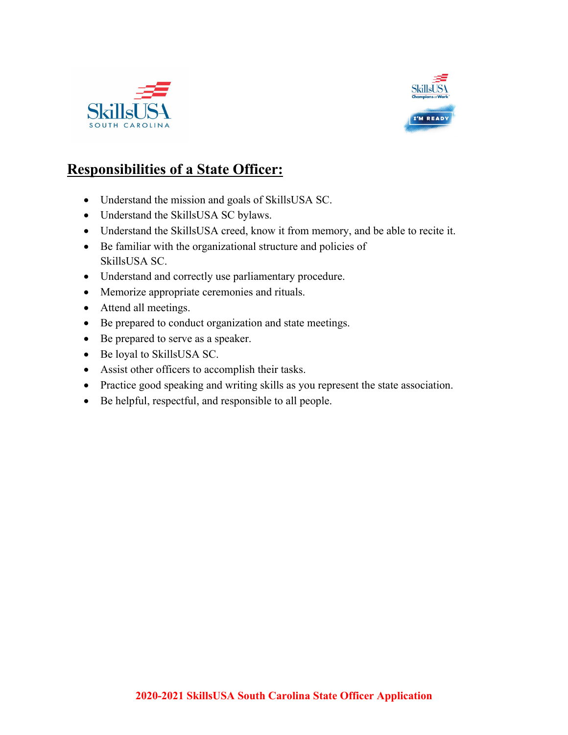## Responsibilities of a State Officer:

- Understand the mission and goals of SkillsUSA SC.
- Understand the SkillsUSA SC bylaws.
- Understand the SkillsUSA creed, know it from memory, and be able to recite it.
- Be familiar with the organizational structure and policies of SkillsUSA SC.
- Understand and correctly use parliamentary procedure.
- Memorize appropriate ceremonies and rituals.
- Attend all meetings.
- Be prepared to conduct organization and state meetings.
- Be prepared to serve as a speaker.
- Be loyal to SkillsUSA SC.
- Assist other officers to accomplish their tasks.
- Practice good speaking and writing skills as you represent the state association.
- Be helpful, respectful, and responsible to all people.